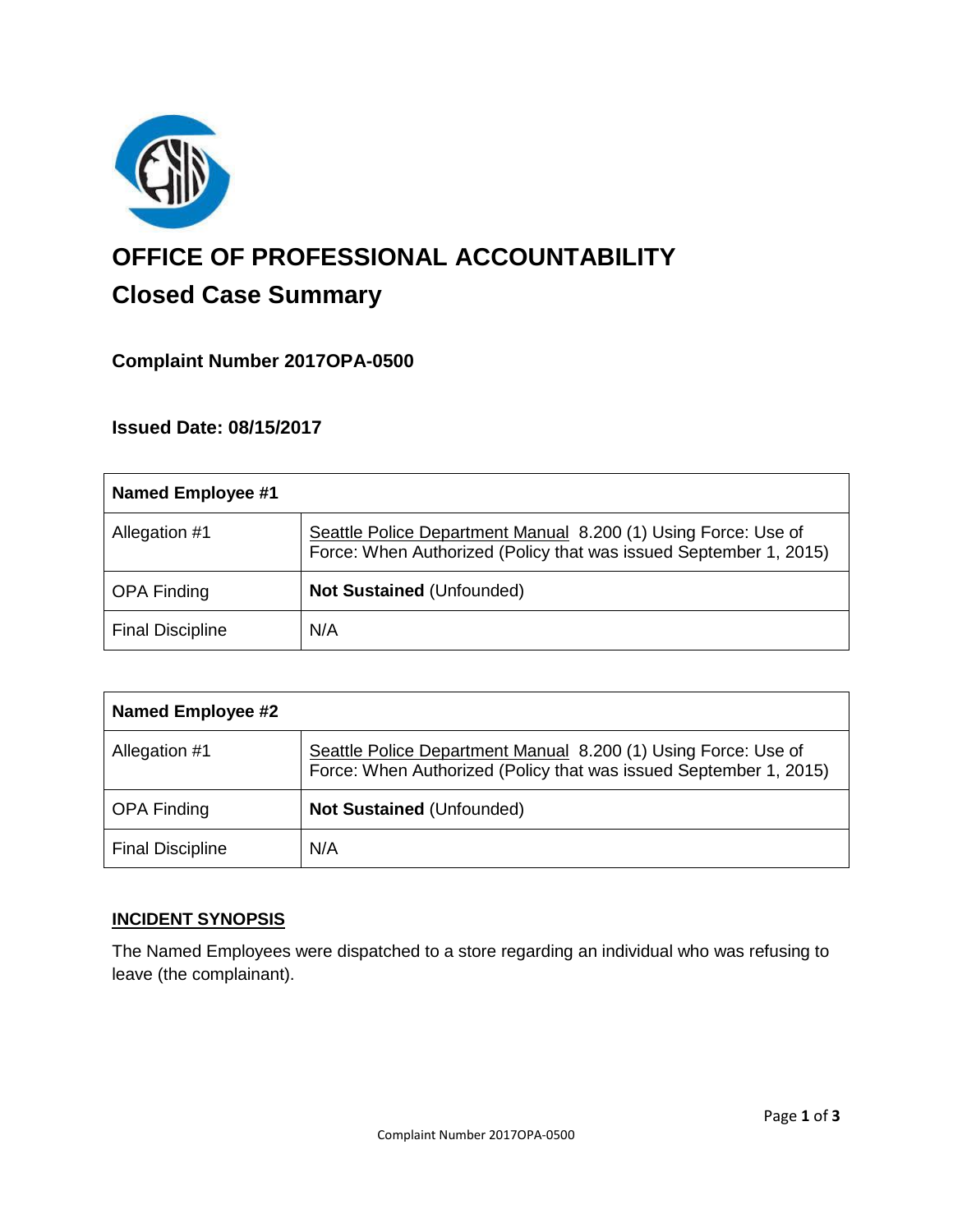# OFFICE OF PROFESSIONAL ACCOUNTABILITY

## Closed Case Summary

### Complaint Number 2017OPA-0500

### Issued Date: 08/15/2017

| Named Employee #1 | |
|---|---|
| Allegation #1 | Seattle Police Department Manual 8.200 (1) Using Force: Use of Force: When Authorized (Policy that was issued September 1, 2015) |
| OPA Finding | **Not Sustained** (Unfounded) |
| Final Discipline | N/A |

| Named Employee #2 | |
|---|---|
| Allegation #1 | Seattle Police Department Manual 8.200 (1) Using Force: Use of Force: When Authorized (Policy that was issued September 1, 2015) |
| OPA Finding | **Not Sustained** (Unfounded) |
| Final Discipline | N/A |

## INCIDENT SYNOPSIS

The Named Employees were dispatched to a store regarding an individual who was refusing to leave (the complainant).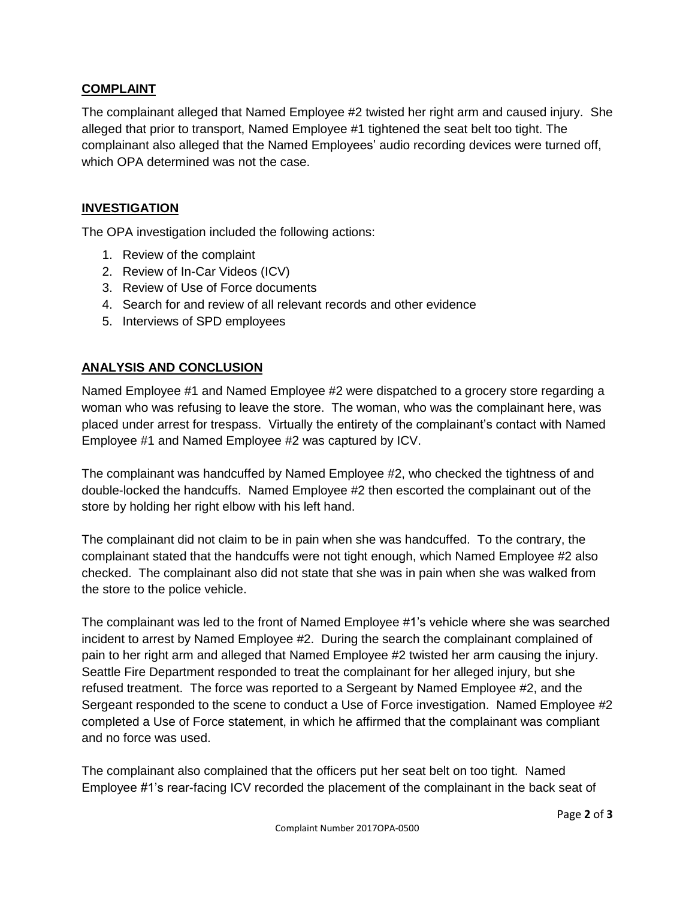## COMPLAINT

The complainant alleged that Named Employee #2 twisted her right arm and caused injury. She alleged that prior to transport, Named Employee #1 tightened the seat belt too tight. The complainant also alleged that the Named Employees' audio recording devices were turned off, which OPA determined was not the case.

## INVESTIGATION

The OPA investigation included the following actions:

1. Review of the complaint
2. Review of In-Car Videos (ICV)
3. Review of Use of Force documents
4. Search for and review of all relevant records and other evidence
5. Interviews of SPD employees

## ANALYSIS AND CONCLUSION

Named Employee #1 and Named Employee #2 were dispatched to a grocery store regarding a woman who was refusing to leave the store. The woman, who was the complainant here, was placed under arrest for trespass. Virtually the entirety of the complainant's contact with Named Employee #1 and Named Employee #2 was captured by ICV.

The complainant was handcuffed by Named Employee #2, who checked the tightness of and double-locked the handcuffs. Named Employee #2 then escorted the complainant out of the store by holding her right elbow with his left hand.

The complainant did not claim to be in pain when she was handcuffed. To the contrary, the complainant stated that the handcuffs were not tight enough, which Named Employee #2 also checked. The complainant also did not state that she was in pain when she was walked from the store to the police vehicle.

The complainant was led to the front of Named Employee #1's vehicle where she was searched incident to arrest by Named Employee #2. During the search the complainant complained of pain to her right arm and alleged that Named Employee #2 twisted her arm causing the injury. Seattle Fire Department responded to treat the complainant for her alleged injury, but she refused treatment. The force was reported to a Sergeant by Named Employee #2, and the Sergeant responded to the scene to conduct a Use of Force investigation. Named Employee #2 completed a Use of Force statement, in which he affirmed that the complainant was compliant and no force was used.

The complainant also complained that the officers put her seat belt on too tight. Named Employee #1's rear-facing ICV recorded the placement of the complainant in the back seat of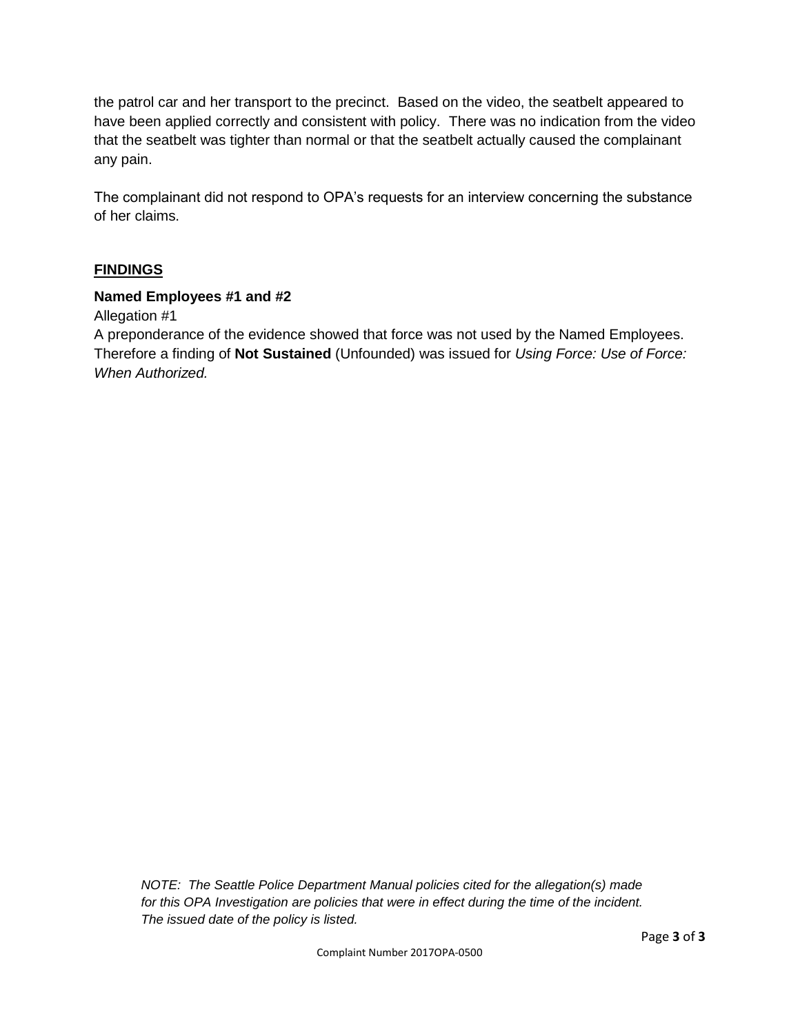the patrol car and her transport to the precinct. Based on the video, the seatbelt appeared to have been applied correctly and consistent with policy. There was no indication from the video that the seatbelt was tighter than normal or that the seatbelt actually caused the complainant any pain.

The complainant did not respond to OPA's requests for an interview concerning the substance of her claims.

## FINDINGS

**Named Employees #1 and #2**

Allegation #1

A preponderance of the evidence showed that force was not used by the Named Employees. Therefore a finding of **Not Sustained** (Unfounded) was issued for *Using Force: Use of Force: When Authorized.*

*NOTE: The Seattle Police Department Manual policies cited for the allegation(s) made for this OPA Investigation are policies that were in effect during the time of the incident. The issued date of the policy is listed.*

Complaint Number 2017OPA-0500